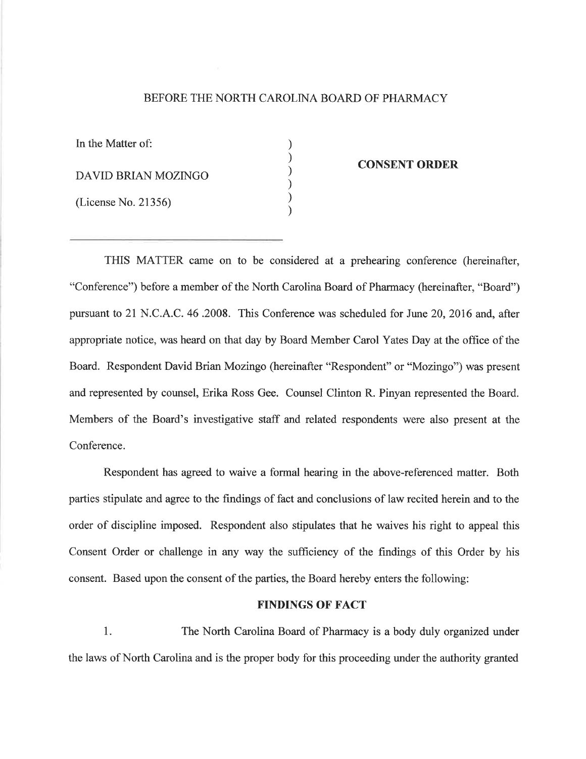BEFORE THE NORTH CAROLINA BOARD OF PHARMACY

In the Matter of:

DAVID BRIAN MOZINGO

(License No. 21356)

**CONSENT ORDER**

---

THIS MATTER came on to be considered at a prehearing conference (hereinafter, "Conference") before a member of the North Carolina Board of Pharmacy (hereinafter, "Board") pursuant to 21 N.C.A.C. 46 .2008. This Conference was scheduled for June 20, 2016 and, after appropriate notice, was heard on that day by Board Member Carol Yates Day at the office of the Board. Respondent David Brian Mozingo (hereinafter "Respondent" or "Mozingo") was present and represented by counsel, Erika Ross Gee. Counsel Clinton R. Pinyan represented the Board. Members of the Board's investigative staff and related respondents were also present at the Conference.

Respondent has agreed to waive a formal hearing in the above-referenced matter. Both parties stipulate and agree to the findings of fact and conclusions of law recited herein and to the order of discipline imposed. Respondent also stipulates that he waives his right to appeal this Consent Order or challenge in any way the sufficiency of the findings of this Order by his consent. Based upon the consent of the parties, the Board hereby enters the following:

**FINDINGS OF FACT**

1. The North Carolina Board of Pharmacy is a body duly organized under the laws of North Carolina and is the proper body for this proceeding under the authority granted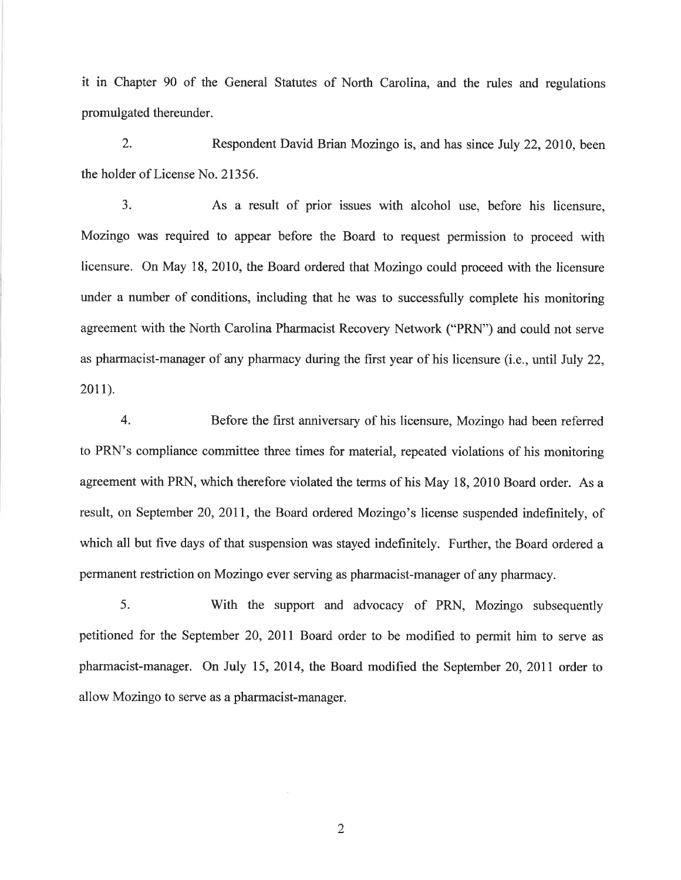it in Chapter 90 of the General Statutes of North Carolina, and the rules and regulations promulgated thereunder.

2. Respondent David Brian Mozingo is, and has since July 22, 2010, been the holder of License No. 21356.

3. As a result of prior issues with alcohol use, before his licensure, Mozingo was required to appear before the Board to request permission to proceed with licensure. On May 18, 2010, the Board ordered that Mozingo could proceed with the licensure under a number of conditions, including that he was to successfully complete his monitoring agreement with the North Carolina Pharmacist Recovery Network ("PRN") and could not serve as pharmacist-manager of any pharmacy during the first year of his licensure (i.e., until July 22, 2011).

4. Before the first anniversary of his licensure, Mozingo had been referred to PRN's compliance committee three times for material, repeated violations of his monitoring agreement with PRN, which therefore violated the terms of his May 18, 2010 Board order. As a result, on September 20, 2011, the Board ordered Mozingo's license suspended indefinitely, of which all but five days of that suspension was stayed indefinitely. Further, the Board ordered a permanent restriction on Mozingo ever serving as pharmacist-manager of any pharmacy.

5. With the support and advocacy of PRN, Mozingo subsequently petitioned for the September 20, 2011 Board order to be modified to permit him to serve as pharmacist-manager. On July 15, 2014, the Board modified the September 20, 2011 order to allow Mozingo to serve as a pharmacist-manager.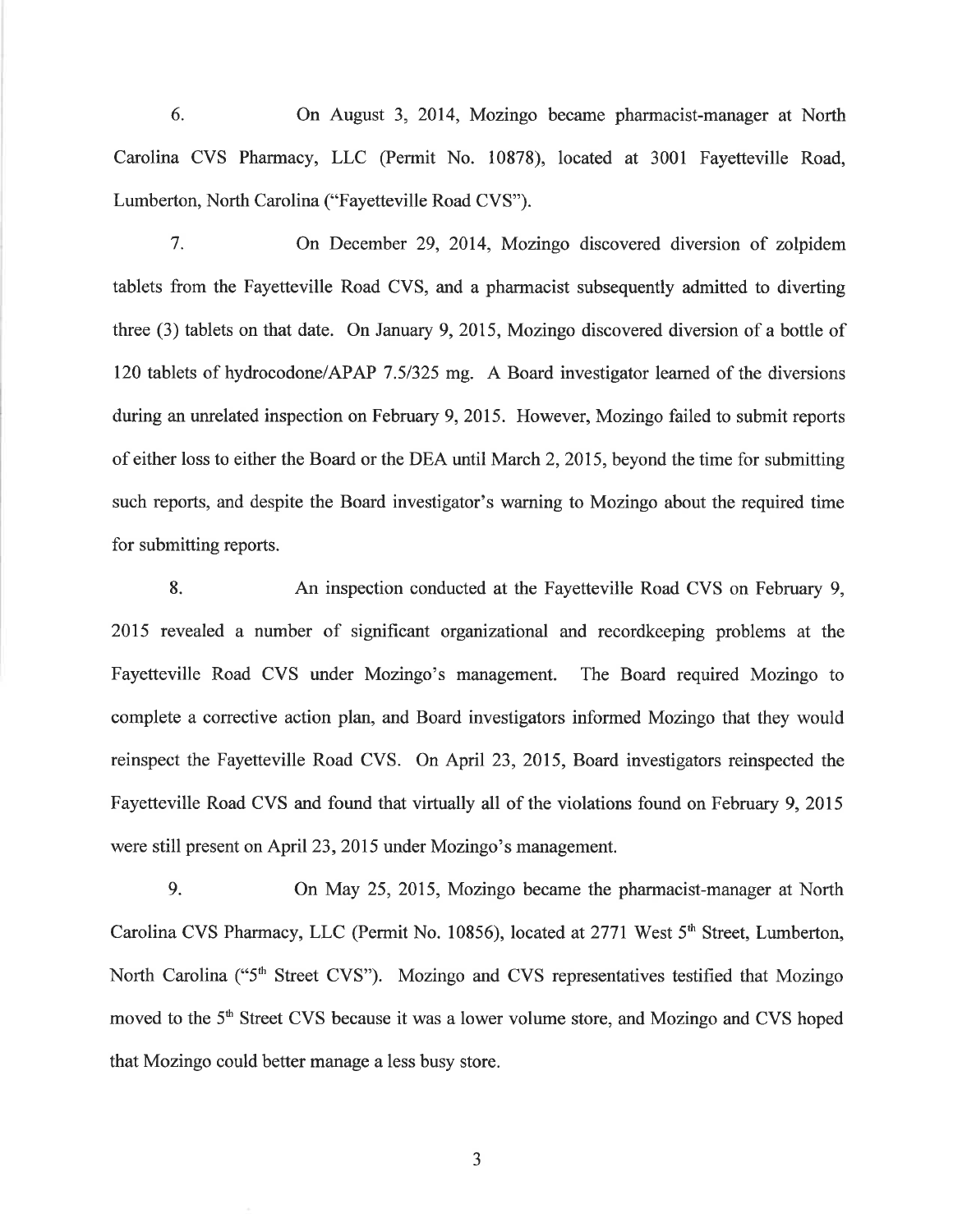6. On August 3, 2014, Mozingo became pharmacist-manager at North Carolina CVS Pharmacy, LLC (Permit No. 10878), located at 3001 Fayetteville Road, Lumberton, North Carolina ("Fayetteville Road CVS").

7. On December 29, 2014, Mozingo discovered diversion of zolpidem tablets from the Fayetteville Road CVS, and a pharmacist subsequently admitted to diverting three (3) tablets on that date. On January 9, 2015, Mozingo discovered diversion of a bottle of 120 tablets of hydrocodone/APAP 7.5/325 mg. A Board investigator learned of the diversions during an unrelated inspection on February 9, 2015. However, Mozingo failed to submit reports of either loss to either the Board or the DEA until March 2, 2015, beyond the time for submitting such reports, and despite the Board investigator's warning to Mozingo about the required time for submitting reports.

8. An inspection conducted at the Fayetteville Road CVS on February 9, 2015 revealed a number of significant organizational and recordkeeping problems at the Fayetteville Road CVS under Mozingo's management. The Board required Mozingo to complete a corrective action plan, and Board investigators informed Mozingo that they would reinspect the Fayetteville Road CVS. On April 23, 2015, Board investigators reinspected the Fayetteville Road CVS and found that virtually all of the violations found on February 9, 2015 were still present on April 23, 2015 under Mozingo's management.

9. On May 25, 2015, Mozingo became the pharmacist-manager at North Carolina CVS Pharmacy, LLC (Permit No. 10856), located at 2771 West 5th Street, Lumberton, North Carolina ("5th Street CVS"). Mozingo and CVS representatives testified that Mozingo moved to the 5th Street CVS because it was a lower volume store, and Mozingo and CVS hoped that Mozingo could better manage a less busy store.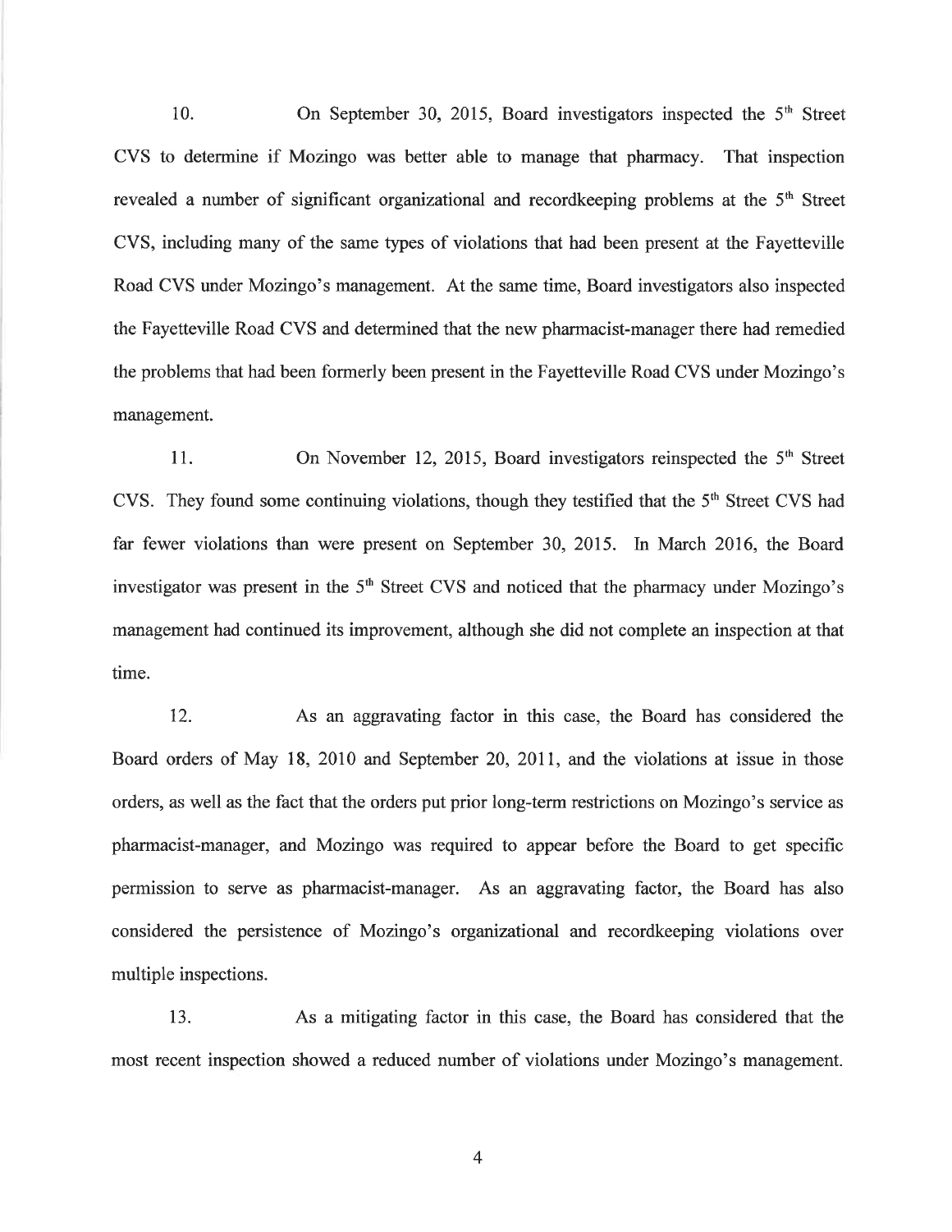10. On September 30, 2015, Board investigators inspected the 5th Street CVS to determine if Mozingo was better able to manage that pharmacy. That inspection revealed a number of significant organizational and recordkeeping problems at the 5th Street CVS, including many of the same types of violations that had been present at the Fayetteville Road CVS under Mozingo's management. At the same time, Board investigators also inspected the Fayetteville Road CVS and determined that the new pharmacist-manager there had remedied the problems that had been formerly been present in the Fayetteville Road CVS under Mozingo's management.

11. On November 12, 2015, Board investigators reinspected the 5th Street CVS. They found some continuing violations, though they testified that the 5th Street CVS had far fewer violations than were present on September 30, 2015. In March 2016, the Board investigator was present in the 5th Street CVS and noticed that the pharmacy under Mozingo's management had continued its improvement, although she did not complete an inspection at that time.

12. As an aggravating factor in this case, the Board has considered the Board orders of May 18, 2010 and September 20, 2011, and the violations at issue in those orders, as well as the fact that the orders put prior long-term restrictions on Mozingo's service as pharmacist-manager, and Mozingo was required to appear before the Board to get specific permission to serve as pharmacist-manager. As an aggravating factor, the Board has also considered the persistence of Mozingo's organizational and recordkeeping violations over multiple inspections.

13. As a mitigating factor in this case, the Board has considered that the most recent inspection showed a reduced number of violations under Mozingo's management.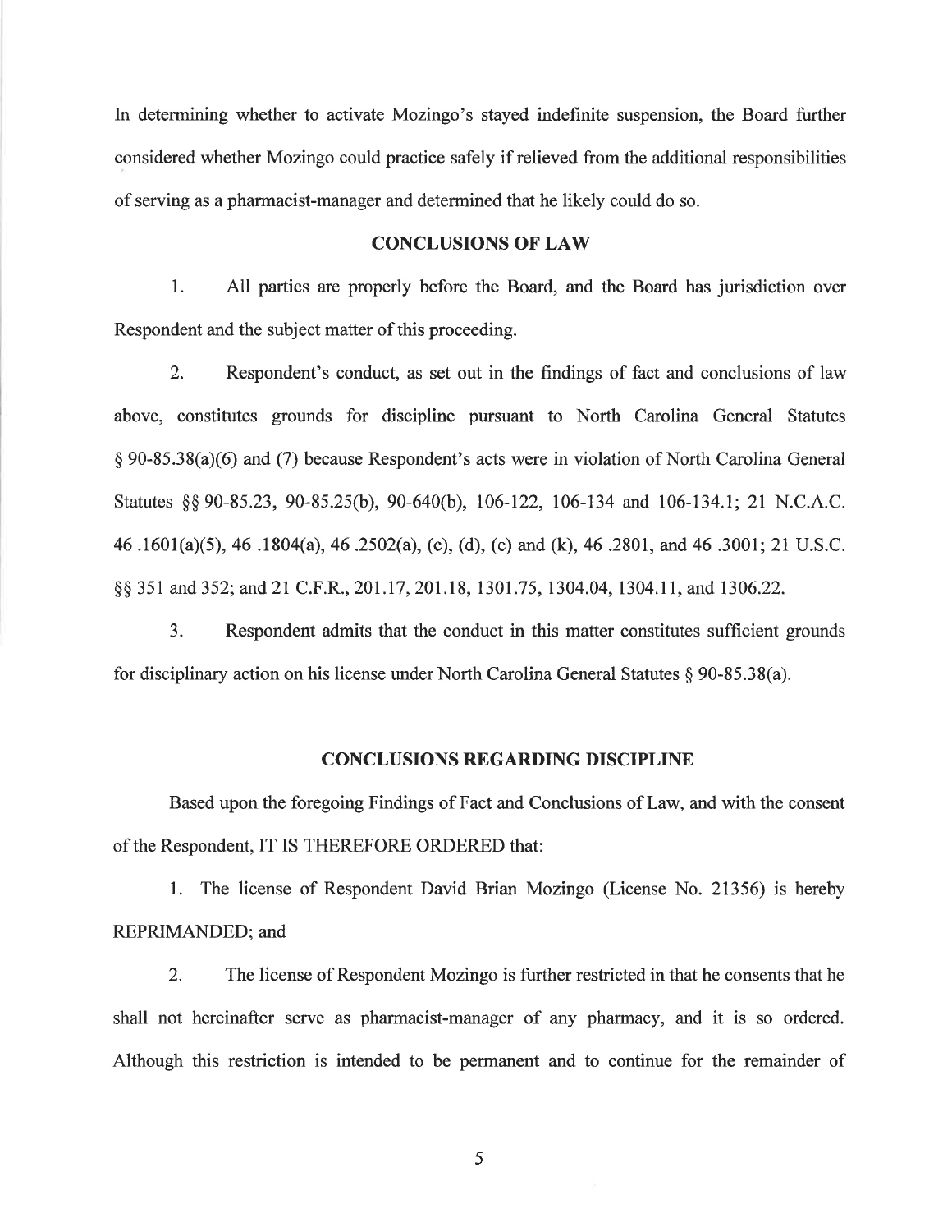In determining whether to activate Mozingo's stayed indefinite suspension, the Board further considered whether Mozingo could practice safely if relieved from the additional responsibilities of serving as a pharmacist-manager and determined that he likely could do so.

## CONCLUSIONS OF LAW

1. All parties are properly before the Board, and the Board has jurisdiction over Respondent and the subject matter of this proceeding.

2. Respondent's conduct, as set out in the findings of fact and conclusions of law above, constitutes grounds for discipline pursuant to North Carolina General Statutes § 90-85.38(a)(6) and (7) because Respondent's acts were in violation of North Carolina General Statutes §§ 90-85.23, 90-85.25(b), 90-640(b), 106-122, 106-134 and 106-134.1; 21 N.C.A.C. 46 .1601(a)(5), 46 .1804(a), 46 .2502(a), (c), (d), (e) and (k), 46 .2801, and 46 .3001; 21 U.S.C. §§ 351 and 352; and 21 C.F.R., 201.17, 201.18, 1301.75, 1304.04, 1304.11, and 1306.22.

3. Respondent admits that the conduct in this matter constitutes sufficient grounds for disciplinary action on his license under North Carolina General Statutes § 90-85.38(a).

## CONCLUSIONS REGARDING DISCIPLINE

Based upon the foregoing Findings of Fact and Conclusions of Law, and with the consent of the Respondent, IT IS THEREFORE ORDERED that:

1. The license of Respondent David Brian Mozingo (License No. 21356) is hereby REPRIMANDED; and

2. The license of Respondent Mozingo is further restricted in that he consents that he shall not hereinafter serve as pharmacist-manager of any pharmacy, and it is so ordered. Although this restriction is intended to be permanent and to continue for the remainder of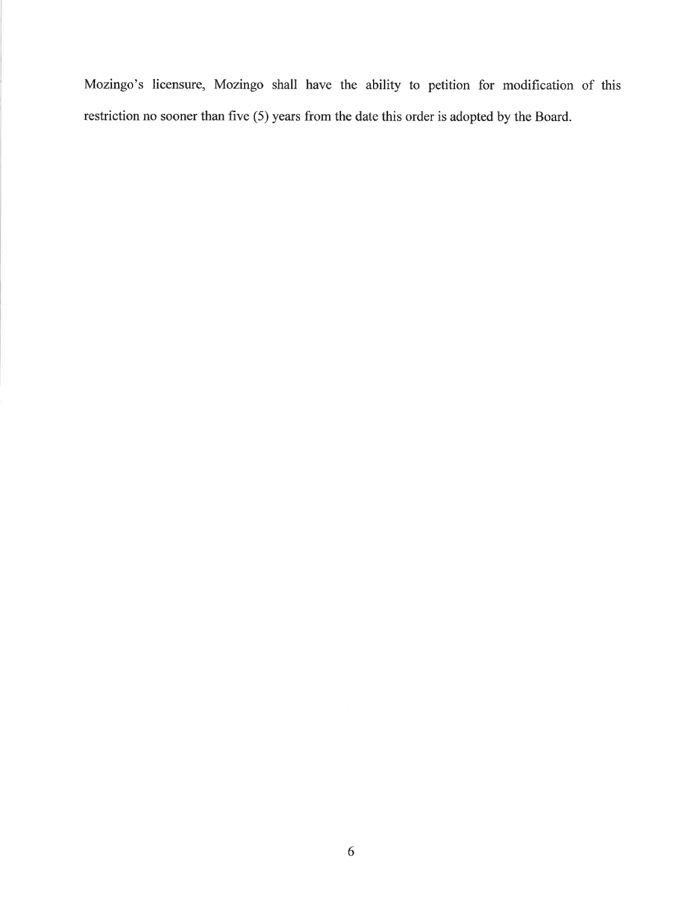Mozingo's licensure, Mozingo shall have the ability to petition for modification of this restriction no sooner than five (5) years from the date this order is adopted by the Board.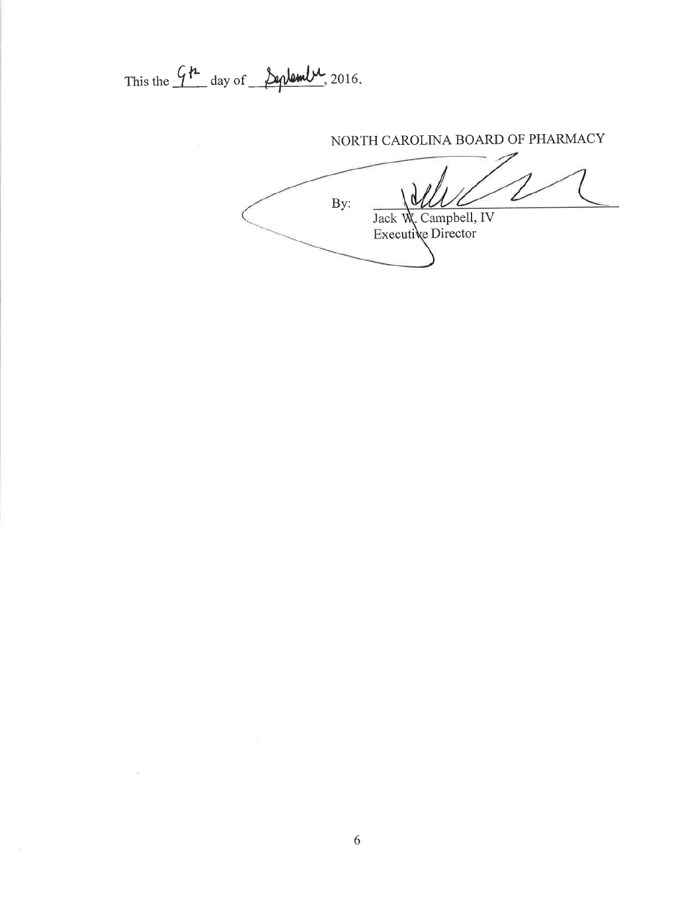This the 9th day of September, 2016.

NORTH CAROLINA BOARD OF PHARMACY

By: ______________________
Jack W. Campbell, IV
Executive Director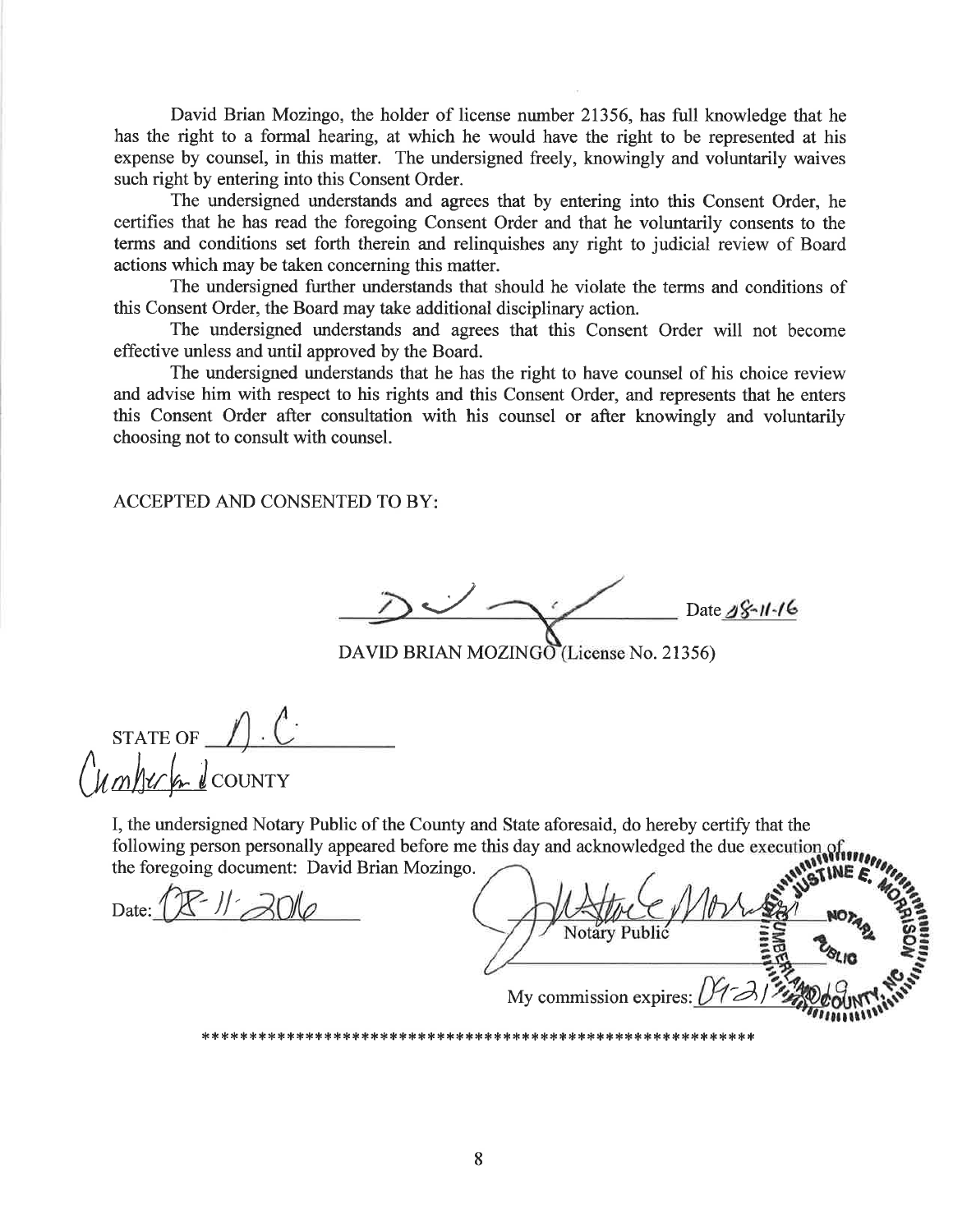David Brian Mozingo, the holder of license number 21356, has full knowledge that he has the right to a formal hearing, at which he would have the right to be represented at his expense by counsel, in this matter. The undersigned freely, knowingly and voluntarily waives such right by entering into this Consent Order.

The undersigned understands and agrees that by entering into this Consent Order, he certifies that he has read the foregoing Consent Order and that he voluntarily consents to the terms and conditions set forth therein and relinquishes any right to judicial review of Board actions which may be taken concerning this matter.

The undersigned further understands that should he violate the terms and conditions of this Consent Order, the Board may take additional disciplinary action.

The undersigned understands and agrees that this Consent Order will not become effective unless and until approved by the Board.

The undersigned understands that he has the right to have counsel of his choice review and advise him with respect to his rights and this Consent Order, and represents that he enters this Consent Order after consultation with his counsel or after knowingly and voluntarily choosing not to consult with counsel.

ACCEPTED AND CONSENTED TO BY:

_______________________ Date 08-11-16

DAVID BRIAN MOZINGO (License No. 21356)

STATE OF N.C.

Cumberland COUNTY

I, the undersigned Notary Public of the County and State aforesaid, do hereby certify that the following person personally appeared before me this day and acknowledged the due execution of the foregoing document: David Brian Mozingo.

Date: 08-11-2016

_______________________
Notary Public

My commission expires: 04-21-2019

\*\*\*\*\*\*\*\*\*\*\*\*\*\*\*\*\*\*\*\*\*\*\*\*\*\*\*\*\*\*\*\*\*\*\*\*\*\*\*\*\*\*\*\*\*\*\*\*\*\*\*\*\*\*\*\*\*\*\*\*\*\*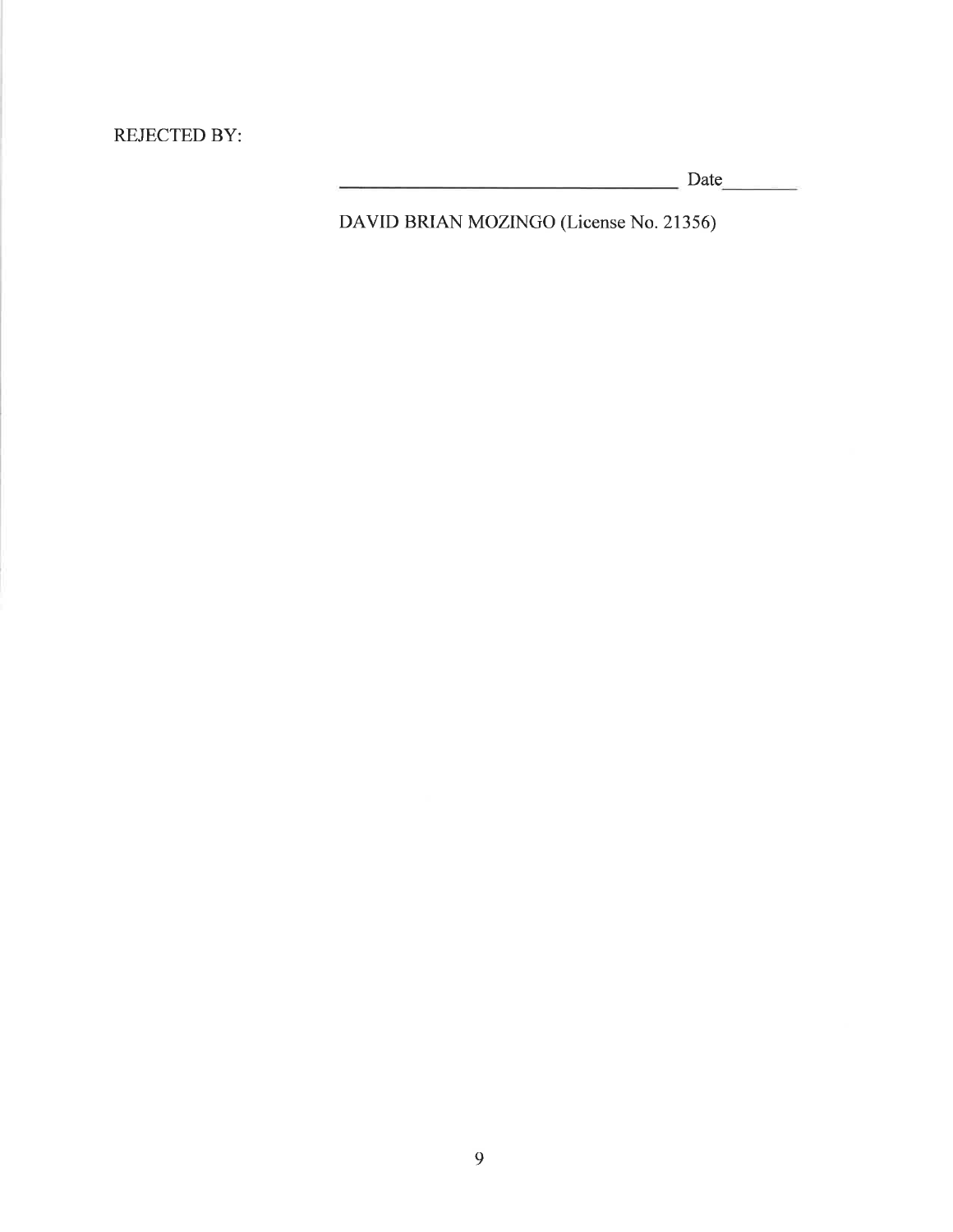REJECTED BY:

_________________________________ Date________

DAVID BRIAN MOZINGO (License No. 21356)